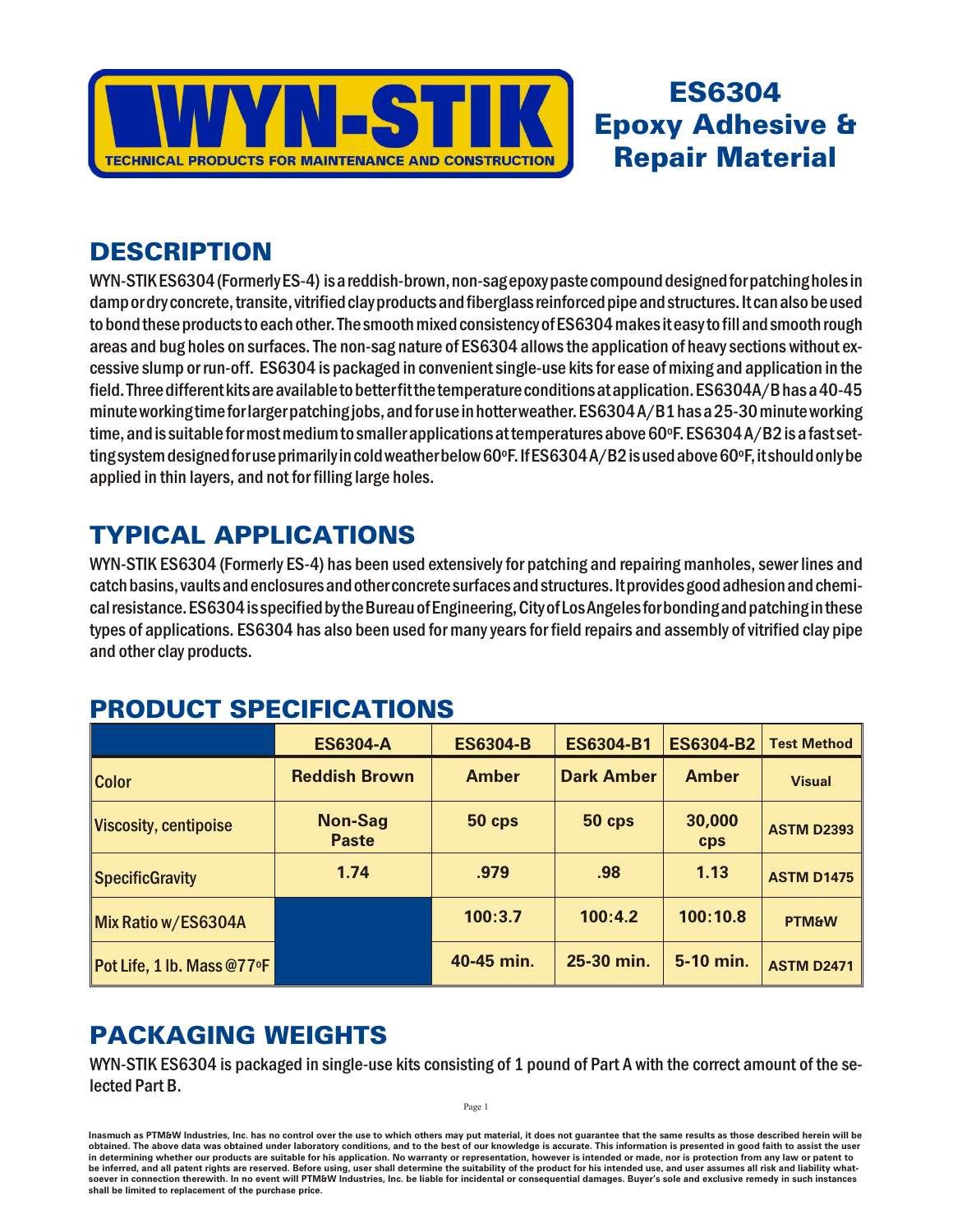# WYN-STIK

TECHNICAL PRODUCTS FOR MAINTENANCE AND CONSTRUCTION

# ES6304 Epoxy Adhesive & Repair Material

## DESCRIPTION

WYN-STIK ES6304 (Formerly ES-4) is a reddish-brown, non-sag epoxy paste compound designed for patching holes in damp or dry concrete, transite, vitrified clay products and fiberglass reinforced pipe and structures. It can also be used to bond these products to each other. The smooth mixed consistency of ES6304 makes it easy to fill and smooth rough areas and bug holes on surfaces. The non-sag nature of ES6304 allows the application of heavy sections without excessive slump or run-off. ES6304 is packaged in convenient single-use kits for ease of mixing and application in the field. Three different kits are available to better fit the temperature conditions at application. ES6304A/B has a 40-45 minute working time for larger patching jobs, and for use in hotter weather. ES6304 A/B1 has a 25-30 minute working time, and is suitable for most medium to smaller applications at temperatures above 60ºF. ES6304 A/B2 is a fast setting system designed for use primarily in cold weather below 60ºF. If ES6304 A/B2 is used above 60ºF, it should only be applied in thin layers, and not for filling large holes.

## TYPICAL APPLICATIONS

WYN-STIK ES6304 (Formerly ES-4) has been used extensively for patching and repairing manholes, sewer lines and catch basins, vaults and enclosures and other concrete surfaces and structures. It provides good adhesion and chemical resistance. ES6304 is specified by the Bureau of Engineering, City of Los Angeles for bonding and patching in these types of applications. ES6304 has also been used for many years for field repairs and assembly of vitrified clay pipe and other clay products.

## PRODUCT SPECIFICATIONS

| | ES6304-A | ES6304-B | ES6304-B1 | ES6304-B2 | Test Method |
|---|---|---|---|---|---|
| Color | Reddish Brown | Amber | Dark Amber | Amber | Visual |
| Viscosity, centipoise | Non-Sag Paste | 50 cps | 50 cps | 30,000 cps | ASTM D2393 |
| SpecificGravity | 1.74 | .979 | .98 | 1.13 | ASTM D1475 |
| Mix Ratio w/ES6304A | | 100:3.7 | 100:4.2 | 100:10.8 | PTM&W |
| Pot Life, 1 lb. Mass @77ºF | | 40-45 min. | 25-30 min. | 5-10 min. | ASTM D2471 |

## PACKAGING WEIGHTS

WYN-STIK ES6304 is packaged in single-use kits consisting of 1 pound of Part A with the correct amount of the selected Part B.

Inasmuch as PTM&W Industries, Inc. has no control over the use to which others may put material, it does not guarantee that the same results as those described herein will be obtained. The above data was obtained under laboratory conditions, and to the best of our knowledge is accurate. This information is presented in good faith to assist the user in determining whether our products are suitable for his application. No warranty or representation, however is intended or made, nor is protection from any law or patent to be inferred, and all patent rights are reserved. Before using, user shall determine the suitability of the product for his intended use, and user assumes all risk and liability whatsoever in connection therewith. In no event will PTM&W Industries, Inc. be liable for incidental or consequential damages. Buyer's sole and exclusive remedy in such instances shall be limited to replacement of the purchase price.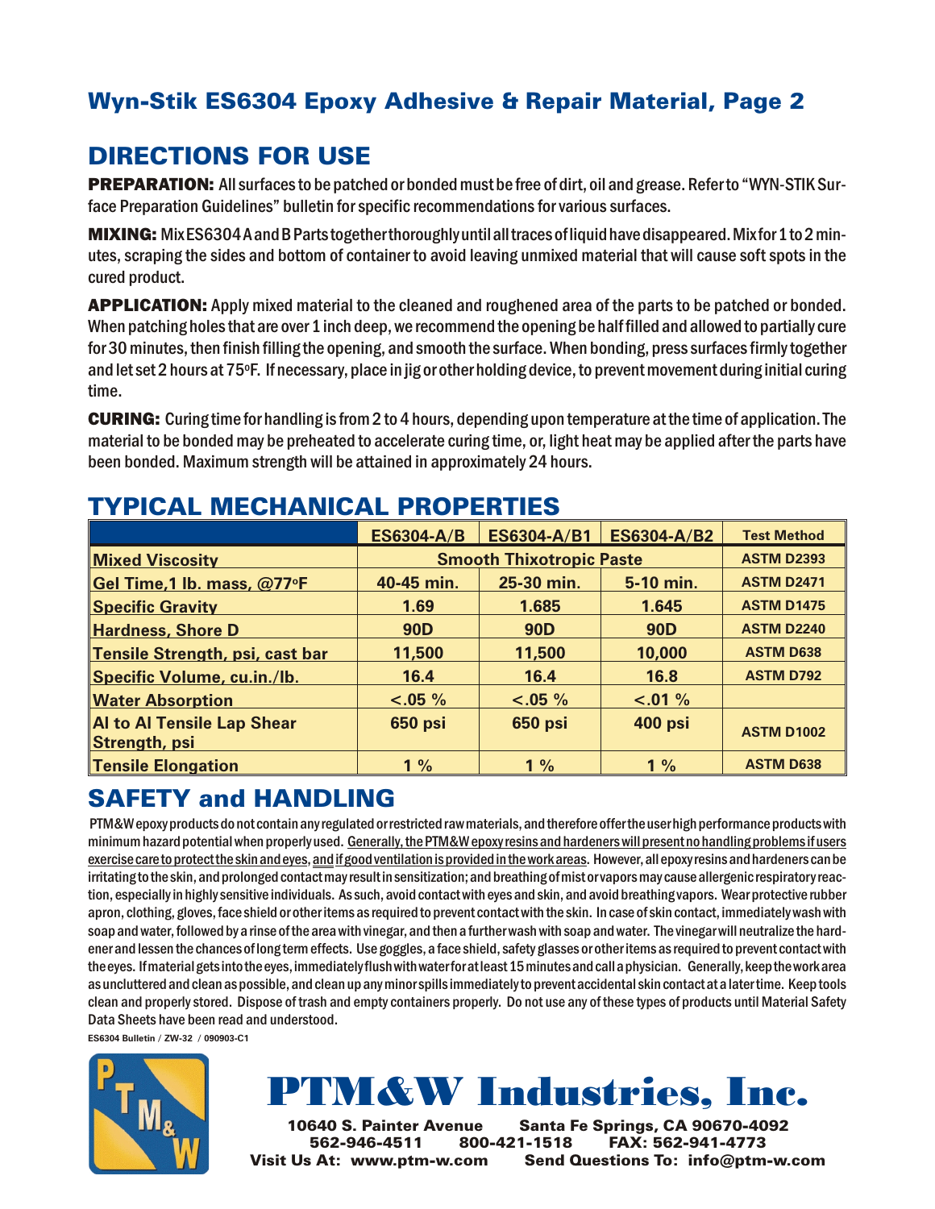## Wyn-Stik ES6304 Epoxy Adhesive & Repair Material, Page 2

## DIRECTIONS FOR USE

**PREPARATION:** All surfaces to be patched or bonded must be free of dirt, oil and grease. Refer to "WYN-STIK Surface Preparation Guidelines" bulletin for specific recommendations for various surfaces.

**MIXING:** Mix ES6304 A and B Parts together thoroughly until all traces of liquid have disappeared. Mix for 1 to 2 minutes, scraping the sides and bottom of container to avoid leaving unmixed material that will cause soft spots in the cured product.

**APPLICATION:** Apply mixed material to the cleaned and roughened area of the parts to be patched or bonded. When patching holes that are over 1 inch deep, we recommend the opening be half filled and allowed to partially cure for 30 minutes, then finish filling the opening, and smooth the surface. When bonding, press surfaces firmly together and let set 2 hours at 75ºF. If necessary, place in jig or other holding device, to prevent movement during initial curing time.

**CURING:** Curing time for handling is from 2 to 4 hours, depending upon temperature at the time of application. The material to be bonded may be preheated to accelerate curing time, or, light heat may be applied after the parts have been bonded. Maximum strength will be attained in approximately 24 hours.

## TYPICAL MECHANICAL PROPERTIES

| | ES6304-A/B | ES6304-A/B1 | ES6304-A/B2 | Test Method |
|---|---|---|---|---|
| Mixed Viscosity | Smooth Thixotropic Paste | | | ASTM D2393 |
| Gel Time,1 lb. mass, @77ºF | 40-45 min. | 25-30 min. | 5-10 min. | ASTM D2471 |
| Specific Gravity | 1.69 | 1.685 | 1.645 | ASTM D1475 |
| Hardness, Shore D | 90D | 90D | 90D | ASTM D2240 |
| Tensile Strength, psi, cast bar | 11,500 | 11,500 | 10,000 | ASTM D638 |
| Specific Volume, cu.in./lb. | 16.4 | 16.4 | 16.8 | ASTM D792 |
| Water Absorption | <.05 % | <.05 % | <.01 % | |
| Al to Al Tensile Lap Shear Strength, psi | 650 psi | 650 psi | 400 psi | ASTM D1002 |
| Tensile Elongation | 1 % | 1 % | 1 % | ASTM D638 |

## SAFETY and HANDLING

PTM&W epoxy products do not contain any regulated or restricted raw materials, and therefore offer the user high performance products with minimum hazard potential when properly used. Generally, the PTM&W epoxy resins and hardeners will present no handling problems if users exercise care to protect the skin and eyes, and if good ventilation is provided in the work areas. However, all epoxy resins and hardeners can be irritating to the skin, and prolonged contact may result in sensitization; and breathing of mist or vapors may cause allergenic respiratory reaction, especially in highly sensitive individuals. As such, avoid contact with eyes and skin, and avoid breathing vapors. Wear protective rubber apron, clothing, gloves, face shield or other items as required to prevent contact with the skin. In case of skin contact, immediately wash with soap and water, followed by a rinse of the area with vinegar, and then a further wash with soap and water. The vinegar will neutralize the hardener and lessen the chances of long term effects. Use goggles, a face shield, safety glasses or other items as required to prevent contact with the eyes. If material gets into the eyes, immediately flush with water for at least 15 minutes and call a physician. Generally, keep the work area as uncluttered and clean as possible, and clean up any minor spills immediately to prevent accidental skin contact at a later time. Keep tools clean and properly stored. Dispose of trash and empty containers properly. Do not use any of these types of products until Material Safety Data Sheets have been read and understood.

ES6304 Bulletin / ZW-32 / 090903-C1

**PTM&W Industries, Inc.**

10640 S. Painter Avenue Santa Fe Springs, CA 90670-4092
562-946-4511 800-421-1518 FAX: 562-941-4773
Visit Us At: www.ptm-w.com Send Questions To: info@ptm-w.com